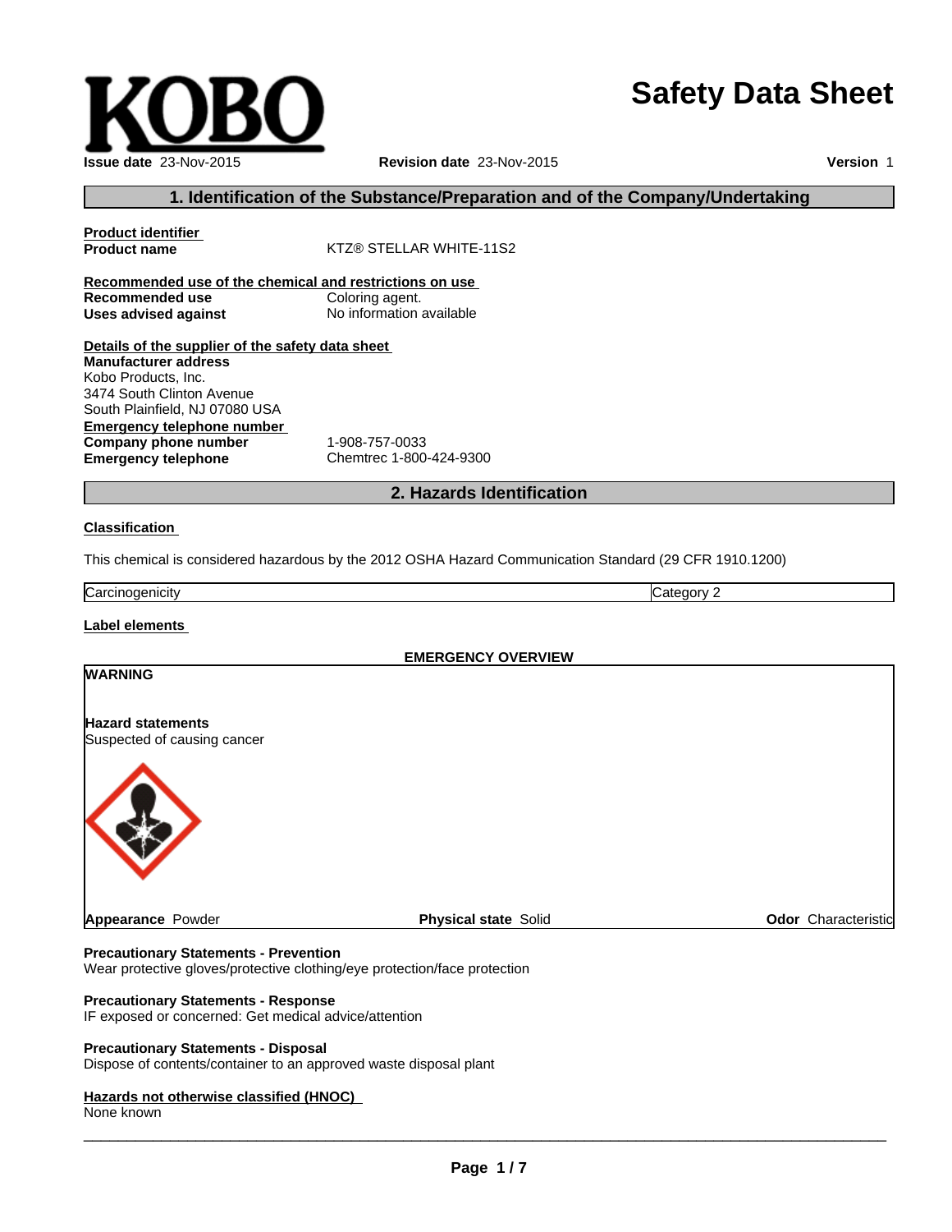KOBO

# Safety Data Sheet

**Issue date** 23-Nov-2015 **Revision date** 23-Nov-2015 **Version** 1

## 1. Identification of the Substance/Preparation and of the Company/Undertaking

**Product identifier**

**Product name** KTZ® STELLAR WHITE-11S2

**Recommended use of the chemical and restrictions on use**

**Recommended use** Coloring agent.

**Uses advised against** No information available

**Details of the supplier of the safety data sheet**

**Manufacturer address**
Kobo Products, Inc.
3474 South Clinton Avenue
South Plainfield, NJ 07080 USA

**Emergency telephone number**

**Company phone number** 1-908-757-0033

**Emergency telephone** Chemtrec 1-800-424-9300

## 2. Hazards Identification

**Classification**

This chemical is considered hazardous by the 2012 OSHA Hazard Communication Standard (29 CFR 1910.1200)

| Carcinogenicity | Category 2 |
|---|---|

**Label elements**

**EMERGENCY OVERVIEW**

**WARNING**

**Hazard statements**
Suspected of causing cancer

**Appearance** Powder **Physical state** Solid **Odor** Characteristic

**Precautionary Statements - Prevention**
Wear protective gloves/protective clothing/eye protection/face protection

**Precautionary Statements - Response**
IF exposed or concerned: Get medical advice/attention

**Precautionary Statements - Disposal**
Dispose of contents/container to an approved waste disposal plant

**Hazards not otherwise classified (HNOC)**
None known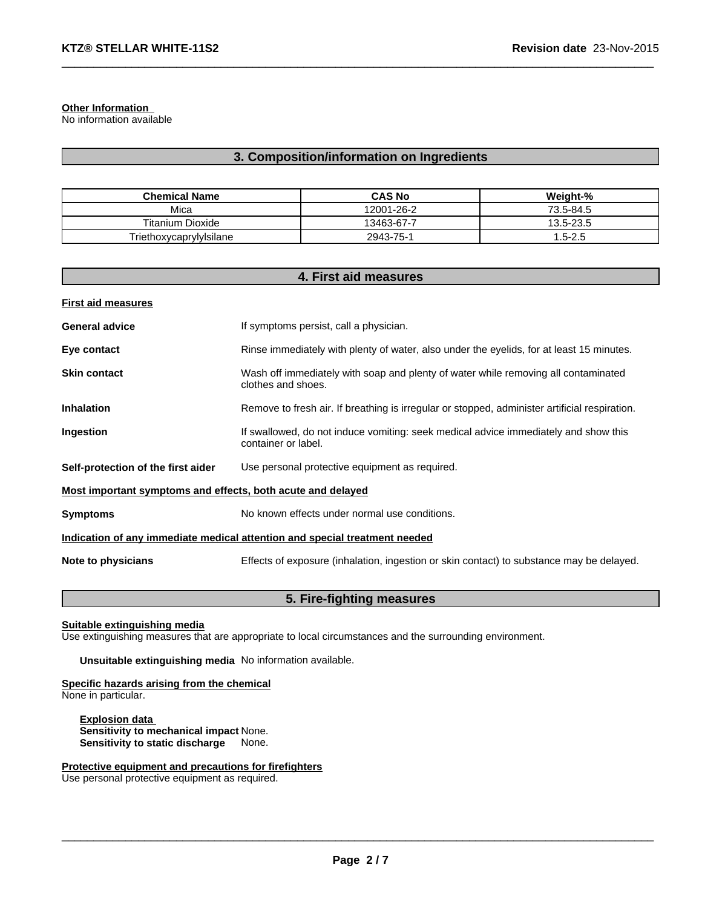**Other Information**
No information available

## 3. Composition/information on Ingredients

| Chemical Name | CAS No | Weight-% |
|---|---|---|
| Mica | 12001-26-2 | 73.5-84.5 |
| Titanium Dioxide | 13463-67-7 | 13.5-23.5 |
| Triethoxycaprylylsilane | 2943-75-1 | 1.5-2.5 |

## 4. First aid measures

**First aid measures**

**General advice** If symptoms persist, call a physician.

**Eye contact** Rinse immediately with plenty of water, also under the eyelids, for at least 15 minutes.

**Skin contact** Wash off immediately with soap and plenty of water while removing all contaminated clothes and shoes.

**Inhalation** Remove to fresh air. If breathing is irregular or stopped, administer artificial respiration.

**Ingestion** If swallowed, do not induce vomiting: seek medical advice immediately and show this container or label.

**Self-protection of the first aider** Use personal protective equipment as required.

**Most important symptoms and effects, both acute and delayed**

**Symptoms** No known effects under normal use conditions.

**Indication of any immediate medical attention and special treatment needed**

**Note to physicians** Effects of exposure (inhalation, ingestion or skin contact) to substance may be delayed.

## 5. Fire-fighting measures

**Suitable extinguishing media**
Use extinguishing measures that are appropriate to local circumstances and the surrounding environment.

**Unsuitable extinguishing media** No information available.

**Specific hazards arising from the chemical**
None in particular.

**Explosion data**
**Sensitivity to mechanical impact** None.
**Sensitivity to static discharge** None.

**Protective equipment and precautions for firefighters**
Use personal protective equipment as required.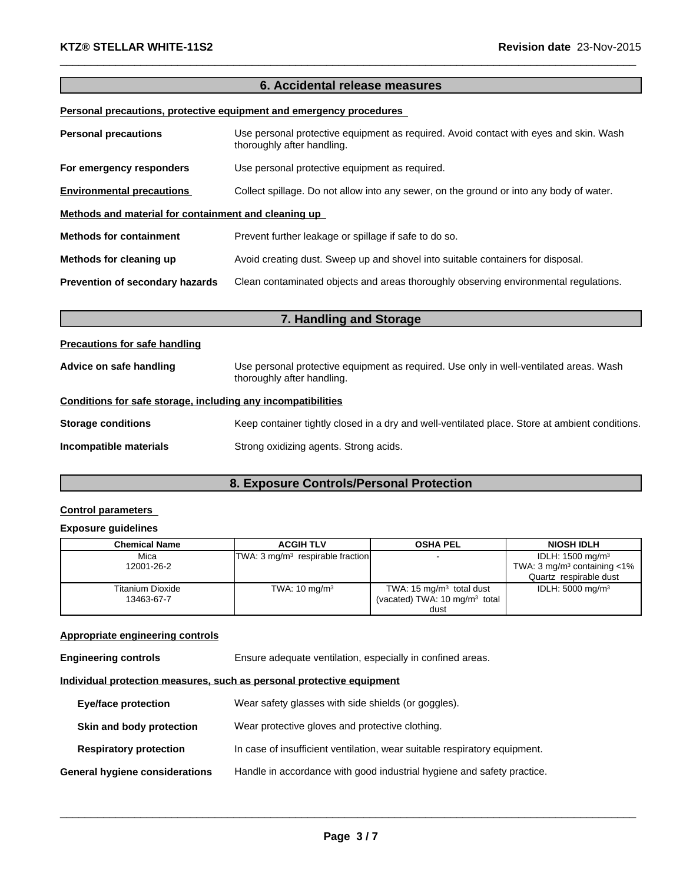## 6. Accidental release measures

**Personal precautions, protective equipment and emergency procedures**

**Personal precautions** Use personal protective equipment as required. Avoid contact with eyes and skin. Wash thoroughly after handling.

**For emergency responders** Use personal protective equipment as required.

**Environmental precautions** Collect spillage. Do not allow into any sewer, on the ground or into any body of water.

**Methods and material for containment and cleaning up**

**Methods for containment** Prevent further leakage or spillage if safe to do so.

**Methods for cleaning up** Avoid creating dust. Sweep up and shovel into suitable containers for disposal.

**Prevention of secondary hazards** Clean contaminated objects and areas thoroughly observing environmental regulations.

## 7. Handling and Storage

**Precautions for safe handling**

**Advice on safe handling** Use personal protective equipment as required. Use only in well-ventilated areas. Wash thoroughly after handling.

**Conditions for safe storage, including any incompatibilities**

**Storage conditions** Keep container tightly closed in a dry and well-ventilated place. Store at ambient conditions.

**Incompatible materials** Strong oxidizing agents. Strong acids.

## 8. Exposure Controls/Personal Protection

**Control parameters**

**Exposure guidelines**

| Chemical Name | ACGIH TLV | OSHA PEL | NIOSH IDLH |
|---|---|---|---|
| Mica 12001-26-2 | TWA: 3 mg/m³ respirable fraction | - | IDLH: 1500 mg/m³ TWA: 3 mg/m³ containing <1% Quartz respirable dust |
| Titanium Dioxide 13463-67-7 | TWA: 10 mg/m³ | TWA: 15 mg/m³ total dust (vacated) TWA: 10 mg/m³ total dust | IDLH: 5000 mg/m³ |

**Appropriate engineering controls**

**Engineering controls** Ensure adequate ventilation, especially in confined areas.

**Individual protection measures, such as personal protective equipment**

**Eye/face protection** Wear safety glasses with side shields (or goggles).

**Skin and body protection** Wear protective gloves and protective clothing.

**Respiratory protection** In case of insufficient ventilation, wear suitable respiratory equipment.

**General hygiene considerations** Handle in accordance with good industrial hygiene and safety practice.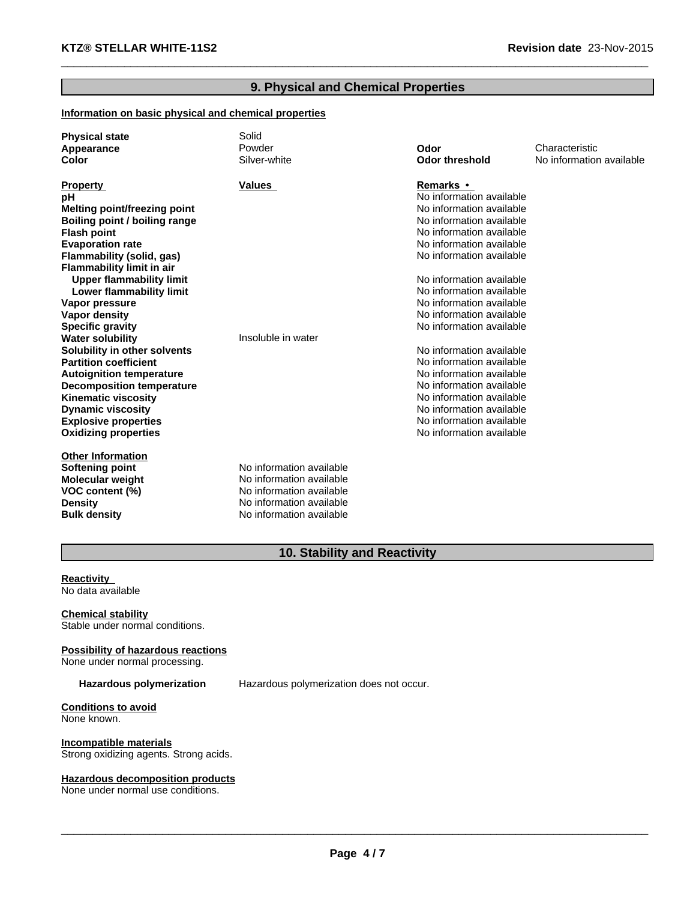## 9. Physical and Chemical Properties

**Information on basic physical and chemical properties**

| | | | |
|---|---|---|---|
| **Physical state** | Solid | | |
| **Appearance** | Powder | **Odor** | Characteristic |
| **Color** | Silver-white | **Odor threshold** | No information available |

| **Property** | **Values** | **Remarks • ** |
|---|---|---|
| **pH** | | No information available |
| **Melting point/freezing point** | | No information available |
| **Boiling point / boiling range** | | No information available |
| **Flash point** | | No information available |
| **Evaporation rate** | | No information available |
| **Flammability (solid, gas)** | | No information available |
| **Flammability limit in air** | | |
| **Upper flammability limit** | | No information available |
| **Lower flammability limit** | | No information available |
| **Vapor pressure** | | No information available |
| **Vapor density** | | No information available |
| **Specific gravity** | | No information available |
| **Water solubility** | Insoluble in water | |
| **Solubility in other solvents** | | No information available |
| **Partition coefficient** | | No information available |
| **Autoignition temperature** | | No information available |
| **Decomposition temperature** | | No information available |
| **Kinematic viscosity** | | No information available |
| **Dynamic viscosity** | | No information available |
| **Explosive properties** | | No information available |
| **Oxidizing properties** | | No information available |

**Other Information**

| | |
|---|---|
| **Softening point** | No information available |
| **Molecular weight** | No information available |
| **VOC content (%)** | No information available |
| **Density** | No information available |
| **Bulk density** | No information available |

## 10. Stability and Reactivity

**Reactivity**
No data available

**Chemical stability**
Stable under normal conditions.

**Possibility of hazardous reactions**
None under normal processing.

**Hazardous polymerization** Hazardous polymerization does not occur.

**Conditions to avoid**
None known.

**Incompatible materials**
Strong oxidizing agents. Strong acids.

**Hazardous decomposition products**
None under normal use conditions.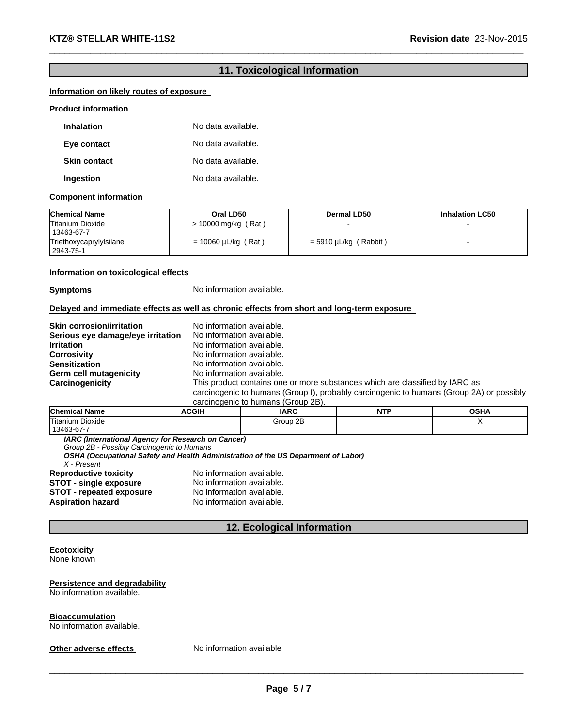## 11. Toxicological Information

**Information on likely routes of exposure**

**Product information**

| | |
|---|---|
| **Inhalation** | No data available. |
| **Eye contact** | No data available. |
| **Skin contact** | No data available. |
| **Ingestion** | No data available. |

**Component information**

| Chemical Name | Oral LD50 | Dermal LD50 | Inhalation LC50 |
|---|---|---|---|
| Titanium Dioxide 13463-67-7 | > 10000 mg/kg ( Rat ) | - | - |
| Triethoxycaprylylsilane 2943-75-1 | = 10060 µL/kg ( Rat ) | = 5910 µL/kg ( Rabbit ) | - |

**Information on toxicological effects**

**Symptoms** No information available.

**Delayed and immediate effects as well as chronic effects from short and long-term exposure**

| | |
|---|---|
| **Skin corrosion/irritation** | No information available. |
| **Serious eye damage/eye irritation** | No information available. |
| **Irritation** | No information available. |
| **Corrosivity** | No information available. |
| **Sensitization** | No information available. |
| **Germ cell mutagenicity** | No information available. |
| **Carcinogenicity** | This product contains one or more substances which are classified by IARC as carcinogenic to humans (Group I), probably carcinogenic to humans (Group 2A) or possibly carcinogenic to humans (Group 2B). |

| Chemical Name | ACGIH | IARC | NTP | OSHA |
|---|---|---|---|---|
| Titanium Dioxide 13463-67-7 | | Group 2B | | X |

***IARC (International Agency for Research on Cancer)***
*Group 2B - Possibly Carcinogenic to Humans*
***OSHA (Occupational Safety and Health Administration of the US Department of Labor)***
*X - Present*

| | |
|---|---|
| **Reproductive toxicity** | No information available. |
| **STOT - single exposure** | No information available. |
| **STOT - repeated exposure** | No information available. |
| **Aspiration hazard** | No information available. |

## 12. Ecological Information

**Ecotoxicity**
None known

**Persistence and degradability**
No information available.

**Bioaccumulation**
No information available.

**Other adverse effects** No information available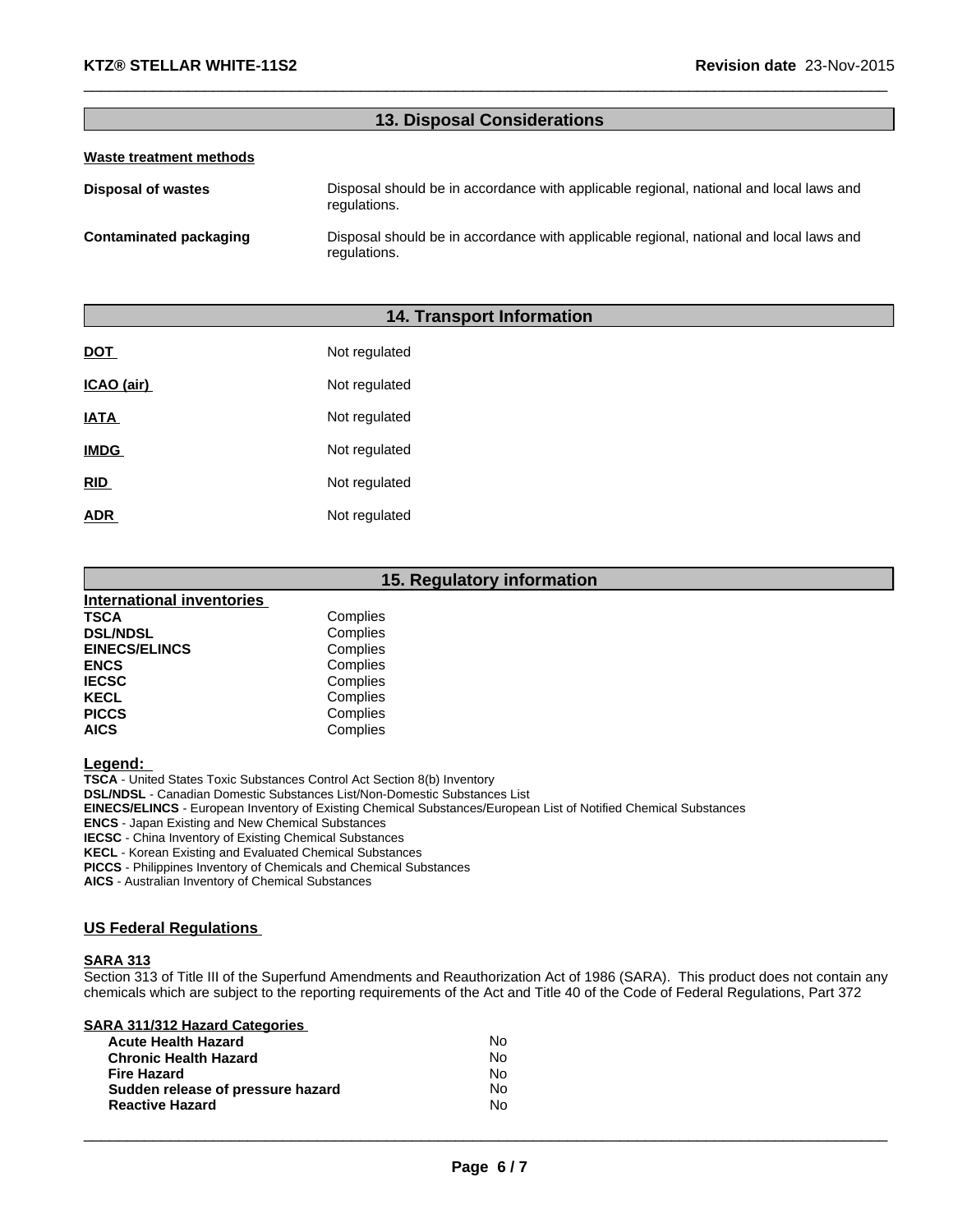## 13. Disposal Considerations

**Waste treatment methods**

| | |
|---|---|
| **Disposal of wastes** | Disposal should be in accordance with applicable regional, national and local laws and regulations. |
| **Contaminated packaging** | Disposal should be in accordance with applicable regional, national and local laws and regulations. |

## 14. Transport Information

| | |
|---|---|
| **DOT** | Not regulated |
| **ICAO (air)** | Not regulated |
| **IATA** | Not regulated |
| **IMDG** | Not regulated |
| **RID** | Not regulated |
| **ADR** | Not regulated |

## 15. Regulatory information

**International inventories**

| | |
|---|---|
| **TSCA** | Complies |
| **DSL/NDSL** | Complies |
| **EINECS/ELINCS** | Complies |
| **ENCS** | Complies |
| **IECSC** | Complies |
| **KECL** | Complies |
| **PICCS** | Complies |
| **AICS** | Complies |

**Legend:**

**TSCA** - United States Toxic Substances Control Act Section 8(b) Inventory
**DSL/NDSL** - Canadian Domestic Substances List/Non-Domestic Substances List
**EINECS/ELINCS** - European Inventory of Existing Chemical Substances/European List of Notified Chemical Substances
**ENCS** - Japan Existing and New Chemical Substances
**IECSC** - China Inventory of Existing Chemical Substances
**KECL** - Korean Existing and Evaluated Chemical Substances
**PICCS** - Philippines Inventory of Chemicals and Chemical Substances
**AICS** - Australian Inventory of Chemical Substances

### US Federal Regulations

**SARA 313**

Section 313 of Title III of the Superfund Amendments and Reauthorization Act of 1986 (SARA). This product does not contain any chemicals which are subject to the reporting requirements of the Act and Title 40 of the Code of Federal Regulations, Part 372

**SARA 311/312 Hazard Categories**

| | |
|---|---|
| **Acute Health Hazard** | No |
| **Chronic Health Hazard** | No |
| **Fire Hazard** | No |
| **Sudden release of pressure hazard** | No |
| **Reactive Hazard** | No |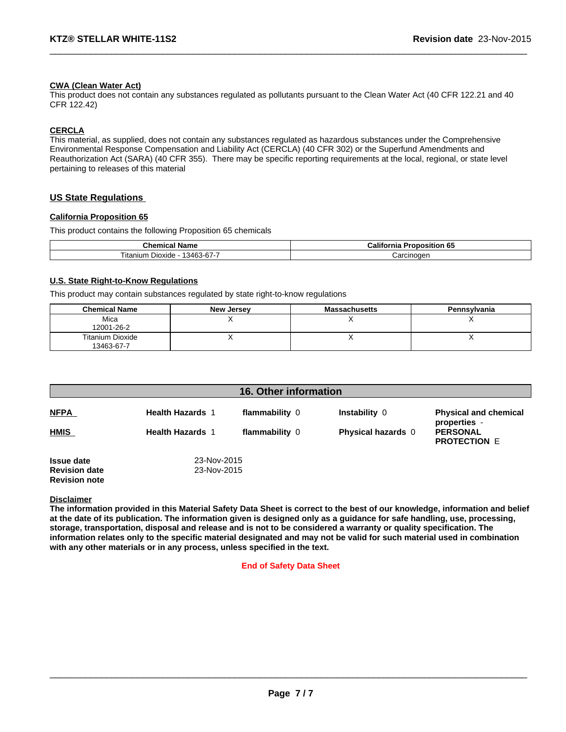#### CWA (Clean Water Act)

This product does not contain any substances regulated as pollutants pursuant to the Clean Water Act (40 CFR 122.21 and 40 CFR 122.42)

#### CERCLA

This material, as supplied, does not contain any substances regulated as hazardous substances under the Comprehensive Environmental Response Compensation and Liability Act (CERCLA) (40 CFR 302) or the Superfund Amendments and Reauthorization Act (SARA) (40 CFR 355). There may be specific reporting requirements at the local, regional, or state level pertaining to releases of this material

### US State Regulations

#### California Proposition 65

This product contains the following Proposition 65 chemicals

| Chemical Name | California Proposition 65 |
|---|---|
| Titanium Dioxide - 13463-67-7 | Carcinogen |

#### U.S. State Right-to-Know Regulations

This product may contain substances regulated by state right-to-know regulations

| Chemical Name | New Jersey | Massachusetts | Pennsylvania |
|---|---|---|---|
| Mica 12001-26-2 | X | X | X |
| Titanium Dioxide 13463-67-7 | X | X | X |

## 16. Other information

| | | | | |
|---|---|---|---|---|
| **NFPA** | **Health Hazards** 1 | **flammability** 0 | **Instability** 0 | **Physical and chemical properties** - |
| **HMIS** | **Health Hazards** 1 | **flammability** 0 | **Physical hazards** 0 | **PERSONAL PROTECTION** E |

**Issue date** 23-Nov-2015
**Revision date** 23-Nov-2015
**Revision note**

#### Disclaimer

**The information provided in this Material Safety Data Sheet is correct to the best of our knowledge, information and belief at the date of its publication. The information given is designed only as a guidance for safe handling, use, processing, storage, transportation, disposal and release and is not to be considered a warranty or quality specification. The information relates only to the specific material designated and may not be valid for such material used in combination with any other materials or in any process, unless specified in the text.**

**End of Safety Data Sheet**